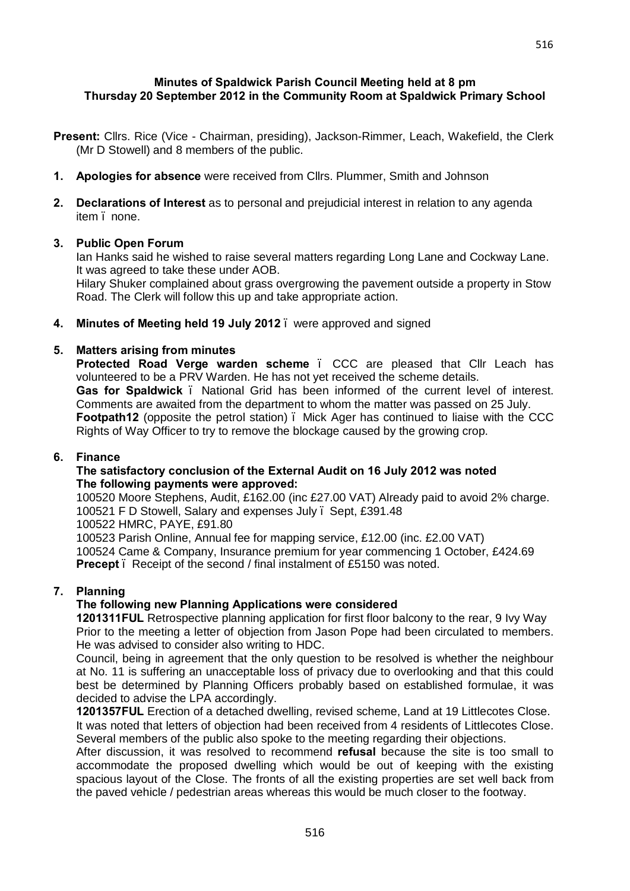**Minutes of Spaldwick Parish Council Meeting held at 8 pm**
**Thursday 20 September 2012 in the Community Room at Spaldwick Primary School**

**Present:** Cllrs. Rice (Vice - Chairman, presiding), Jackson-Rimmer, Leach, Wakefield, the Clerk (Mr D Stowell) and 8 members of the public.

1. **Apologies for absence** were received from Cllrs. Plummer, Smith and Johnson

2. **Declarations of Interest** as to personal and prejudicial interest in relation to any agenda item – none.

3. **Public Open Forum**
   Ian Hanks said he wished to raise several matters regarding Long Lane and Cockway Lane. It was agreed to take these under AOB.
   Hilary Shuker complained about grass overgrowing the pavement outside a property in Stow Road. The Clerk will follow this up and take appropriate action.

4. **Minutes of Meeting held 19 July 2012** – were approved and signed

5. **Matters arising from minutes**
   **Protected Road Verge warden scheme** – CCC are pleased that Cllr Leach has volunteered to be a PRV Warden. He has not yet received the scheme details.
   **Gas for Spaldwick** – National Grid has been informed of the current level of interest. Comments are awaited from the department to whom the matter was passed on 25 July.
   **Footpath12** (opposite the petrol station) – Mick Ager has continued to liaise with the CCC Rights of Way Officer to try to remove the blockage caused by the growing crop.

6. **Finance**
   **The satisfactory conclusion of the External Audit on 16 July 2012 was noted**
   **The following payments were approved:**
   100520 Moore Stephens, Audit, £162.00 (inc £27.00 VAT) Already paid to avoid 2% charge.
   100521 F D Stowell, Salary and expenses July – Sept, £391.48
   100522 HMRC, PAYE, £91.80
   100523 Parish Online, Annual fee for mapping service, £12.00 (inc. £2.00 VAT)
   100524 Came & Company, Insurance premium for year commencing 1 October, £424.69
   **Precept** – Receipt of the second / final instalment of £5150 was noted.

7. **Planning**
   **The following new Planning Applications were considered**
   **1201311FUL** Retrospective planning application for first floor balcony to the rear, 9 Ivy Way
   Prior to the meeting a letter of objection from Jason Pope had been circulated to members. He was advised to consider also writing to HDC.
   Council, being in agreement that the only question to be resolved is whether the neighbour at No. 11 is suffering an unacceptable loss of privacy due to overlooking and that this could best be determined by Planning Officers probably based on established formulae, it was decided to advise the LPA accordingly.
   **1201357FUL** Erection of a detached dwelling, revised scheme, Land at 19 Littlecotes Close.
   It was noted that letters of objection had been received from 4 residents of Littlecotes Close. Several members of the public also spoke to the meeting regarding their objections.
   After discussion, it was resolved to recommend **refusal** because the site is too small to accommodate the proposed dwelling which would be out of keeping with the existing spacious layout of the Close. The fronts of all the existing properties are set well back from the paved vehicle / pedestrian areas whereas this would be much closer to the footway.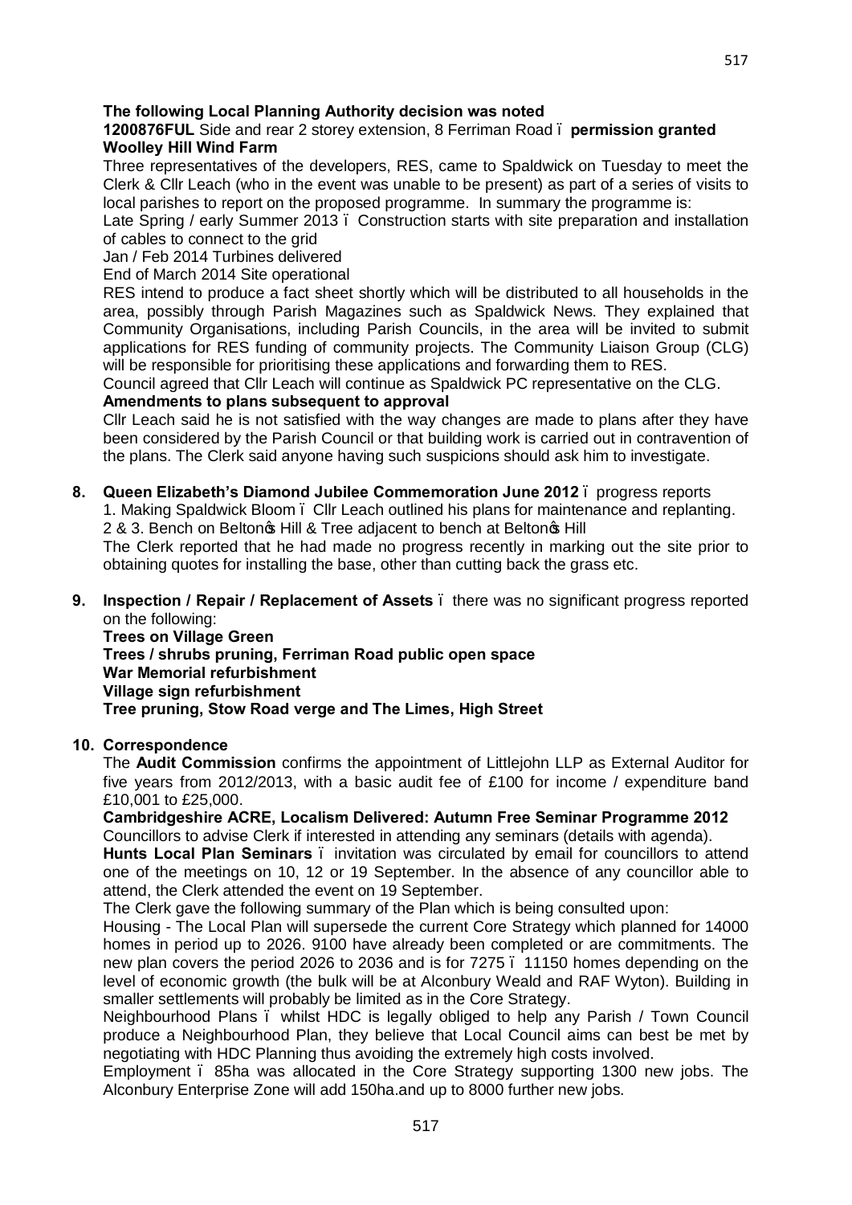**The following Local Planning Authority decision was noted**

**1200876FUL** Side and rear 2 storey extension, 8 Ferriman Road – **permission granted**

**Woolley Hill Wind Farm**

Three representatives of the developers, RES, came to Spaldwick on Tuesday to meet the Clerk & Cllr Leach (who in the event was unable to be present) as part of a series of visits to local parishes to report on the proposed programme. In summary the programme is:

Late Spring / early Summer 2013 – Construction starts with site preparation and installation of cables to connect to the grid

Jan / Feb 2014 Turbines delivered

End of March 2014 Site operational

RES intend to produce a fact sheet shortly which will be distributed to all households in the area, possibly through Parish Magazines such as Spaldwick News. They explained that Community Organisations, including Parish Councils, in the area will be invited to submit applications for RES funding of community projects. The Community Liaison Group (CLG) will be responsible for prioritising these applications and forwarding them to RES.

Council agreed that Cllr Leach will continue as Spaldwick PC representative on the CLG.

**Amendments to plans subsequent to approval**

Cllr Leach said he is not satisfied with the way changes are made to plans after they have been considered by the Parish Council or that building work is carried out in contravention of the plans. The Clerk said anyone having such suspicions should ask him to investigate.

**8. Queen Elizabeth's Diamond Jubilee Commemoration June 2012** – progress reports

1. Making Spaldwick Bloom – Cllr Leach outlined his plans for maintenance and replanting.

2 & 3. Bench on Belton's Hill & Tree adjacent to bench at Belton's Hill

The Clerk reported that he had made no progress recently in marking out the site prior to obtaining quotes for installing the base, other than cutting back the grass etc.

**9. Inspection / Repair / Replacement of Assets** – there was no significant progress reported on the following:

**Trees on Village Green**
**Trees / shrubs pruning, Ferriman Road public open space**
**War Memorial refurbishment**
**Village sign refurbishment**
**Tree pruning, Stow Road verge and The Limes, High Street**

**10. Correspondence**

The **Audit Commission** confirms the appointment of Littlejohn LLP as External Auditor for five years from 2012/2013, with a basic audit fee of £100 for income / expenditure band £10,001 to £25,000.

**Cambridgeshire ACRE, Localism Delivered: Autumn Free Seminar Programme 2012**

Councillors to advise Clerk if interested in attending any seminars (details with agenda).

**Hunts Local Plan Seminars** – invitation was circulated by email for councillors to attend one of the meetings on 10, 12 or 19 September. In the absence of any councillor able to attend, the Clerk attended the event on 19 September.

The Clerk gave the following summary of the Plan which is being consulted upon:

Housing - The Local Plan will supersede the current Core Strategy which planned for 14000 homes in period up to 2026. 9100 have already been completed or are commitments. The new plan covers the period 2026 to 2036 and is for 7275 – 11150 homes depending on the level of economic growth (the bulk will be at Alconbury Weald and RAF Wyton). Building in smaller settlements will probably be limited as in the Core Strategy.

Neighbourhood Plans – whilst HDC is legally obliged to help any Parish / Town Council produce a Neighbourhood Plan, they believe that Local Council aims can best be met by negotiating with HDC Planning thus avoiding the extremely high costs involved.

Employment – 85ha was allocated in the Core Strategy supporting 1300 new jobs. The Alconbury Enterprise Zone will add 150ha.and up to 8000 further new jobs.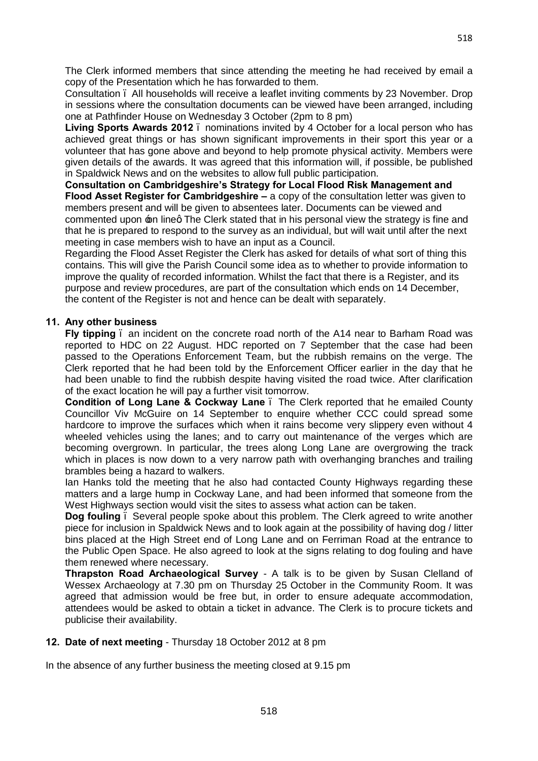The Clerk informed members that since attending the meeting he had received by email a copy of the Presentation which he has forwarded to them.

Consultation – All households will receive a leaflet inviting comments by 23 November. Drop in sessions where the consultation documents can be viewed have been arranged, including one at Pathfinder House on Wednesday 3 October (2pm to 8 pm)

**Living Sports Awards 2012** – nominations invited by 4 October for a local person who has achieved great things or has shown significant improvements in their sport this year or a volunteer that has gone above and beyond to help promote physical activity. Members were given details of the awards. It was agreed that this information will, if possible, be published in Spaldwick News and on the websites to allow full public participation.

**Consultation on Cambridgeshire's Strategy for Local Flood Risk Management and Flood Asset Register for Cambridgeshire –** a copy of the consultation letter was given to members present and will be given to absentees later. Documents can be viewed and commented upon 'on line'. The Clerk stated that in his personal view the strategy is fine and that he is prepared to respond to the survey as an individual, but will wait until after the next meeting in case members wish to have an input as a Council.

Regarding the Flood Asset Register the Clerk has asked for details of what sort of thing this contains. This will give the Parish Council some idea as to whether to provide information to improve the quality of recorded information. Whilst the fact that there is a Register, and its purpose and review procedures, are part of the consultation which ends on 14 December, the content of the Register is not and hence can be dealt with separately.

**11. Any other business**

**Fly tipping** – an incident on the concrete road north of the A14 near to Barham Road was reported to HDC on 22 August. HDC reported on 7 September that the case had been passed to the Operations Enforcement Team, but the rubbish remains on the verge. The Clerk reported that he had been told by the Enforcement Officer earlier in the day that he had been unable to find the rubbish despite having visited the road twice. After clarification of the exact location he will pay a further visit tomorrow.

**Condition of Long Lane & Cockway Lane** – The Clerk reported that he emailed County Councillor Viv McGuire on 14 September to enquire whether CCC could spread some hardcore to improve the surfaces which when it rains become very slippery even without 4 wheeled vehicles using the lanes; and to carry out maintenance of the verges which are becoming overgrown. In particular, the trees along Long Lane are overgrowing the track which in places is now down to a very narrow path with overhanging branches and trailing brambles being a hazard to walkers.

Ian Hanks told the meeting that he also had contacted County Highways regarding these matters and a large hump in Cockway Lane, and had been informed that someone from the West Highways section would visit the sites to assess what action can be taken.

**Dog fouling** – Several people spoke about this problem. The Clerk agreed to write another piece for inclusion in Spaldwick News and to look again at the possibility of having dog / litter bins placed at the High Street end of Long Lane and on Ferriman Road at the entrance to the Public Open Space. He also agreed to look at the signs relating to dog fouling and have them renewed where necessary.

**Thrapston Road Archaeological Survey** - A talk is to be given by Susan Clelland of Wessex Archaeology at 7.30 pm on Thursday 25 October in the Community Room. It was agreed that admission would be free but, in order to ensure adequate accommodation, attendees would be asked to obtain a ticket in advance. The Clerk is to procure tickets and publicise their availability.

**12. Date of next meeting** - Thursday 18 October 2012 at 8 pm

In the absence of any further business the meeting closed at 9.15 pm